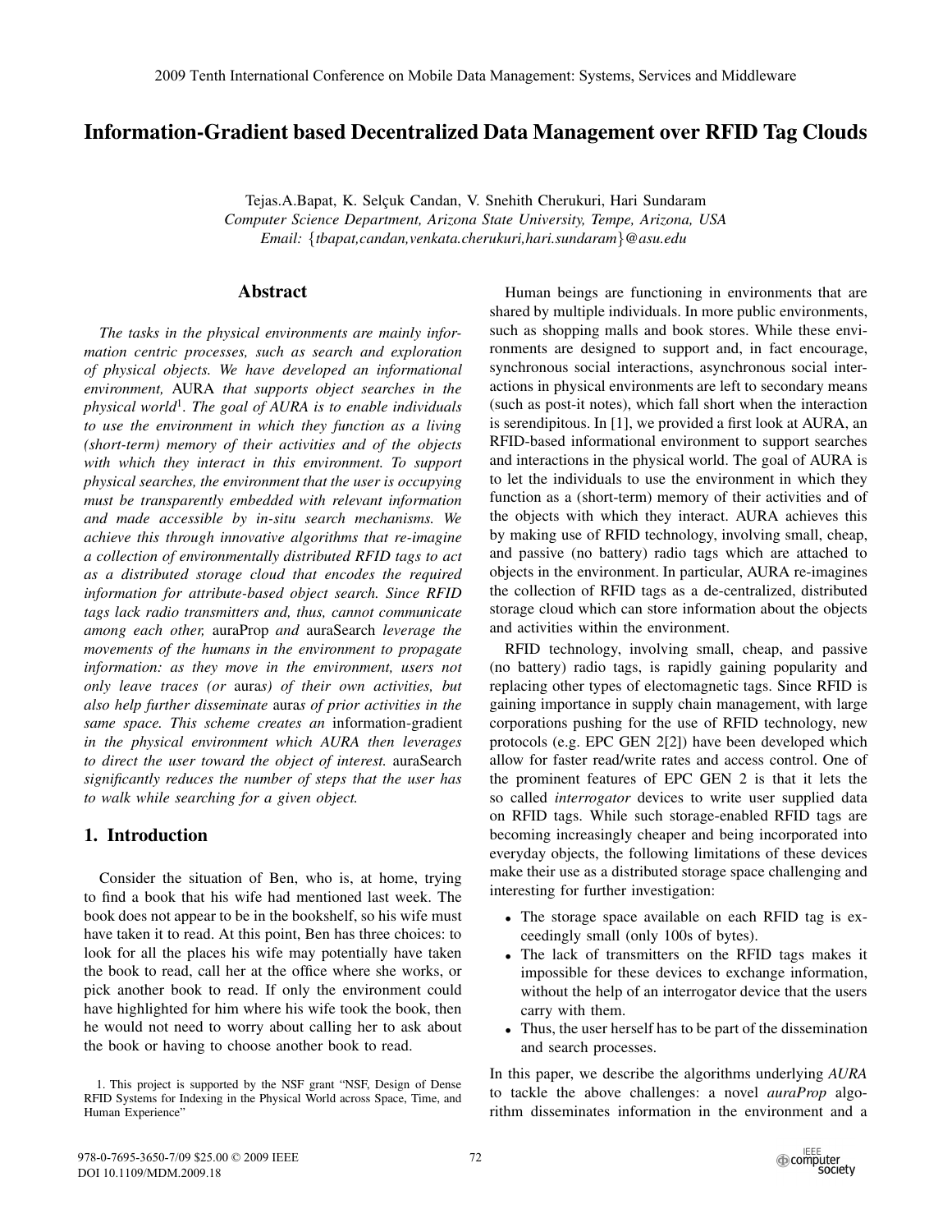# Information-Gradient based Decentralized Data Management over RFID Tag Clouds

Tejas.A.Bapat, K. Selçuk Candan, V. Snehith Cherukuri, Hari Sundaram

*Computer Science Department, Arizona State University, Tempe, Arizona, USA*

*Email: {tbapat,candan,venkata.cherukuri,hari.sundaram}@asu.edu*

## Abstract

*The tasks in the physical environments are mainly information centric processes, such as search and exploration of physical objects. We have developed an informational environment,* AURA *that supports object searches in the physical world*[1]*. The goal of AURA is to enable individuals to use the environment in which they function as a living (short-term) memory of their activities and of the objects with which they interact in this environment. To support physical searches, the environment that the user is occupying must be transparently embedded with relevant information and made accessible by in-situ search mechanisms. We achieve this through innovative algorithms that re-imagine a collection of environmentally distributed RFID tags to act as a distributed storage cloud that encodes the required information for attribute-based object search. Since RFID tags lack radio transmitters and, thus, cannot communicate among each other,* auraProp *and* auraSearch *leverage the movements of the humans in the environment to propagate information: as they move in the environment, users not only leave traces (or* aura*s) of their own activities, but also help further disseminate* aura*s of prior activities in the same space. This scheme creates an* information-gradient *in the physical environment which AURA then leverages to direct the user toward the object of interest.* auraSearch *significantly reduces the number of steps that the user has to walk while searching for a given object.*

## 1. Introduction

Consider the situation of Ben, who is, at home, trying to find a book that his wife had mentioned last week. The book does not appear to be in the bookshelf, so his wife must have taken it to read. At this point, Ben has three choices: to look for all the places his wife may potentially have taken the book to read, call her at the office where she works, or pick another book to read. If only the environment could have highlighted for him where his wife took the book, then he would not need to worry about calling her to ask about the book or having to choose another book to read.

Human beings are functioning in environments that are shared by multiple individuals. In more public environments, such as shopping malls and book stores. While these environments are designed to support and, in fact encourage, synchronous social interactions, asynchronous social interactions in physical environments are left to secondary means (such as post-it notes), which fall short when the interaction is serendipitous. In [1], we provided a first look at AURA, an RFID-based informational environment to support searches and interactions in the physical world. The goal of AURA is to let the individuals to use the environment in which they function as a (short-term) memory of their activities and of the objects with which they interact. AURA achieves this by making use of RFID technology, involving small, cheap, and passive (no battery) radio tags which are attached to objects in the environment. In particular, AURA re-imagines the collection of RFID tags as a de-centralized, distributed storage cloud which can store information about the objects and activities within the environment.

RFID technology, involving small, cheap, and passive (no battery) radio tags, is rapidly gaining popularity and replacing other types of electomagnetic tags. Since RFID is gaining importance in supply chain management, with large corporations pushing for the use of RFID technology, new protocols (e.g. EPC GEN 2[2]) have been developed which allow for faster read/write rates and access control. One of the prominent features of EPC GEN 2 is that it lets the so called *interrogator* devices to write user supplied data on RFID tags. While such storage-enabled RFID tags are becoming increasingly cheaper and being incorporated into everyday objects, the following limitations of these devices make their use as a distributed storage space challenging and interesting for further investigation:

- The storage space available on each RFID tag is exceedingly small (only 100s of bytes).
- The lack of transmitters on the RFID tags makes it impossible for these devices to exchange information, without the help of an interrogator device that the users carry with them.
- Thus, the user herself has to be part of the dissemination and search processes.

In this paper, we describe the algorithms underlying *AURA* to tackle the above challenges: a novel *auraProp* algorithm disseminates information in the environment and a

1. This project is supported by the NSF grant "NSF, Design of Dense RFID Systems for Indexing in the Physical World across Space, Time, and Human Experience"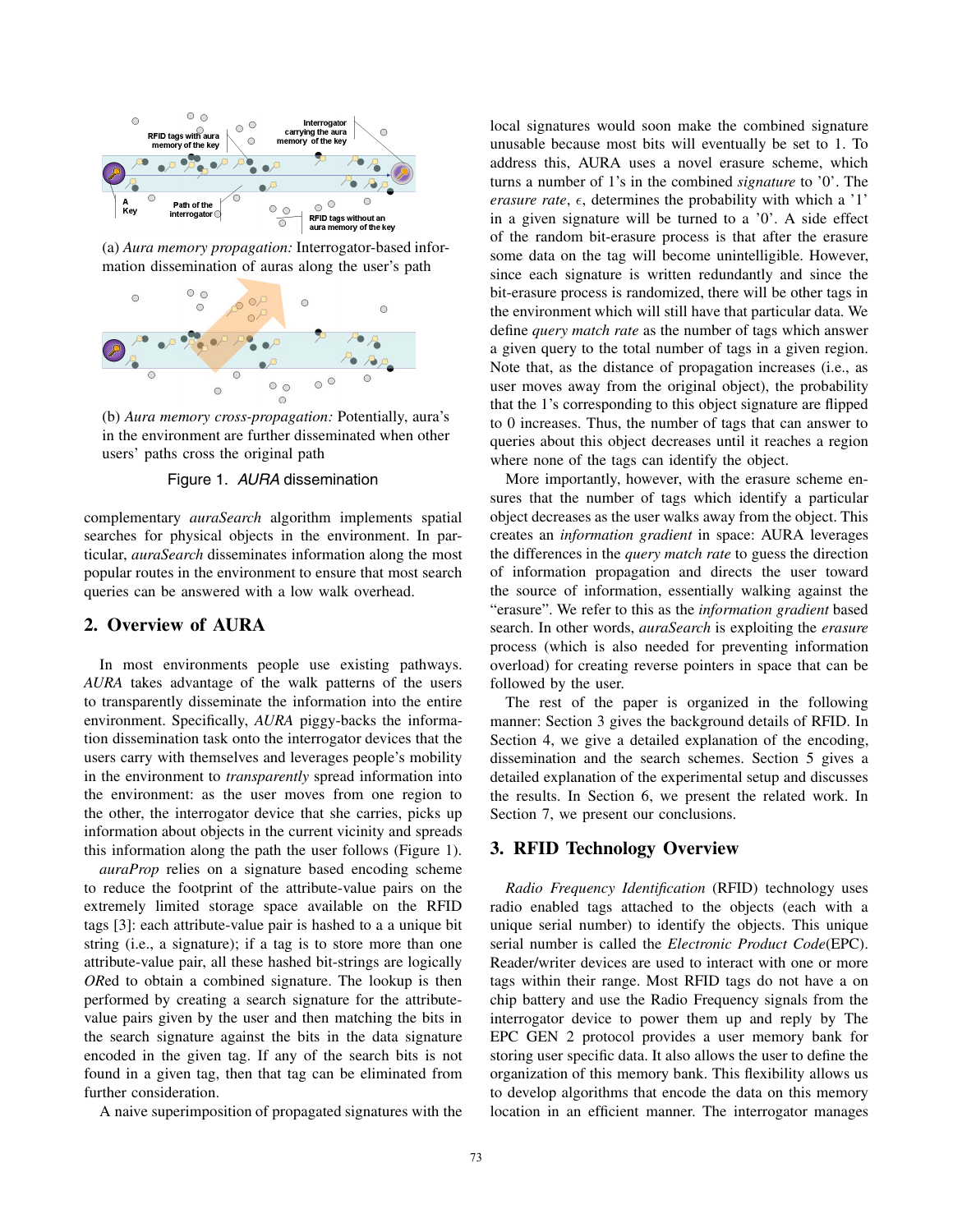(a) *Aura memory propagation:* Interrogator-based information dissemination of auras along the user's path

(b) *Aura memory cross-propagation:* Potentially, aura's in the environment are further disseminated when other users' paths cross the original path

Figure 1. *AURA* dissemination

complementary *auraSearch* algorithm implements spatial searches for physical objects in the environment. In particular, *auraSearch* disseminates information along the most popular routes in the environment to ensure that most search queries can be answered with a low walk overhead.

## 2. Overview of AURA

In most environments people use existing pathways. *AURA* takes advantage of the walk patterns of the users to transparently disseminate the information into the entire environment. Specifically, *AURA* piggy-backs the information dissemination task onto the interrogator devices that the users carry with themselves and leverages people's mobility in the environment to *transparently* spread information into the environment: as the user moves from one region to the other, the interrogator device that she carries, picks up information about objects in the current vicinity and spreads this information along the path the user follows (Figure 1).

*auraProp* relies on a signature based encoding scheme to reduce the footprint of the attribute-value pairs on the extremely limited storage space available on the RFID tags [3]: each attribute-value pair is hashed to a a unique bit string (i.e., a signature); if a tag is to store more than one attribute-value pair, all these hashed bit-strings are logically *OR*ed to obtain a combined signature. The lookup is then performed by creating a search signature for the attribute-value pairs given by the user and then matching the bits in the search signature against the bits in the data signature encoded in the given tag. If any of the search bits is not found in a given tag, then that tag can be eliminated from further consideration.

A naive superimposition of propagated signatures with the local signatures would soon make the combined signature unusable because most bits will eventually be set to 1. To address this, AURA uses a novel erasure scheme, which turns a number of 1's in the combined *signature* to '0'. The *erasure rate*, $\epsilon$, determines the probability with which a '1' in a given signature will be turned to a '0'. A side effect of the random bit-erasure process is that after the erasure some data on the tag will become unintelligible. However, since each signature is written redundantly and since the bit-erasure process is randomized, there will be other tags in the environment which will still have that particular data. We define *query match rate* as the number of tags which answer a given query to the total number of tags in a given region. Note that, as the distance of propagation increases (i.e., as user moves away from the original object), the probability that the 1's corresponding to this object signature are flipped to 0 increases. Thus, the number of tags that can answer to queries about this object decreases until it reaches a region where none of the tags can identify the object.

More importantly, however, with the erasure scheme ensures that the number of tags which identify a particular object decreases as the user walks away from the object. This creates an *information gradient* in space: AURA leverages the differences in the *query match rate* to guess the direction of information propagation and directs the user toward the source of information, essentially walking against the "erasure". We refer to this as the *information gradient* based search. In other words, *auraSearch* is exploiting the *erasure* process (which is also needed for preventing information overload) for creating reverse pointers in space that can be followed by the user.

The rest of the paper is organized in the following manner: Section 3 gives the background details of RFID. In Section 4, we give a detailed explanation of the encoding, dissemination and the search schemes. Section 5 gives a detailed explanation of the experimental setup and discusses the results. In Section 6, we present the related work. In Section 7, we present our conclusions.

## 3. RFID Technology Overview

*Radio Frequency Identification* (RFID) technology uses radio enabled tags attached to the objects (each with a unique serial number) to identify the objects. This unique serial number is called the *Electronic Product Code*(EPC). Reader/writer devices are used to interact with one or more tags within their range. Most RFID tags do not have a on chip battery and use the Radio Frequency signals from the interrogator device to power them up and reply by The EPC GEN 2 protocol provides a user memory bank for storing user specific data. It also allows the user to define the organization of this memory bank. This flexibility allows us to develop algorithms that encode the data on this memory location in an efficient manner. The interrogator manages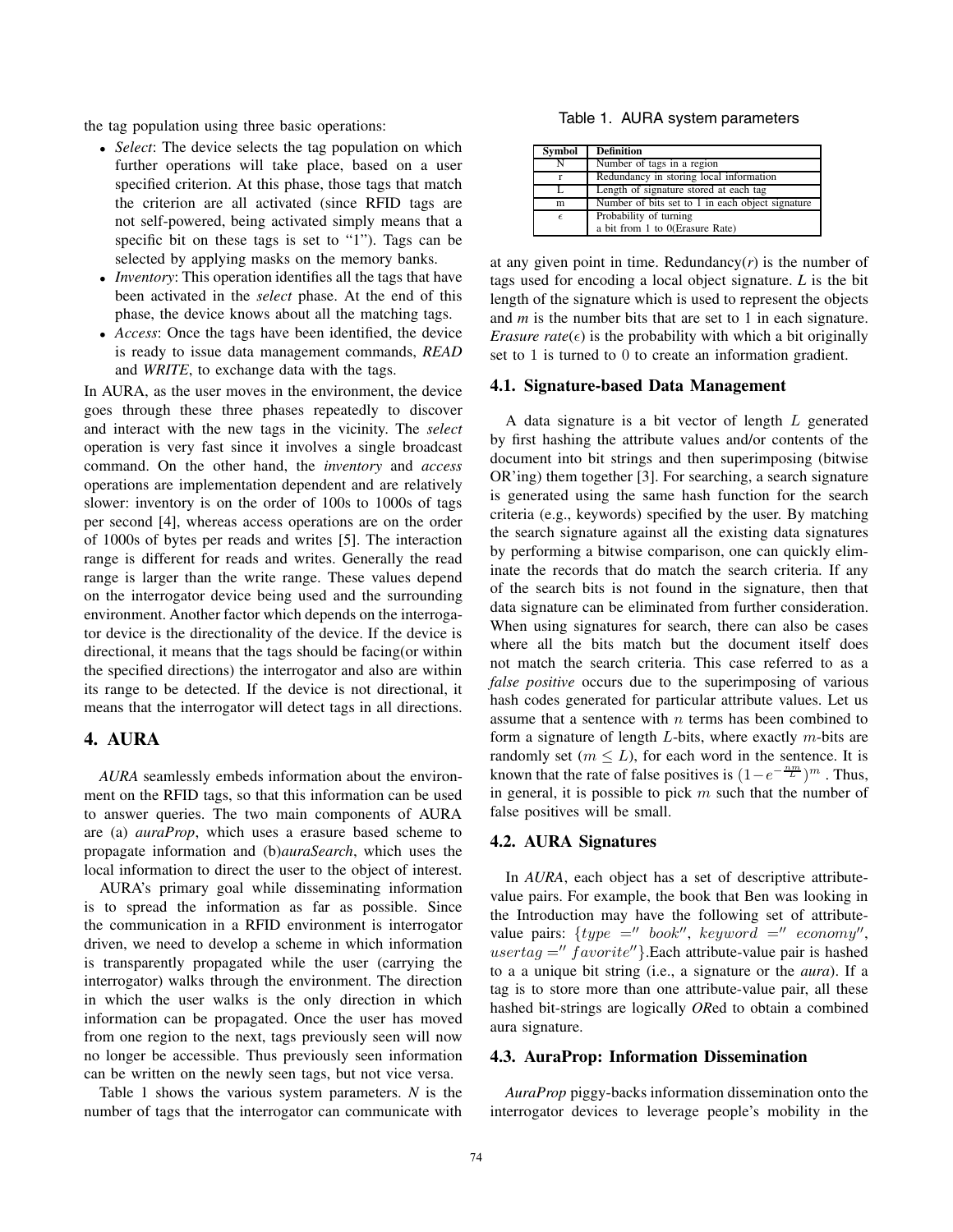the tag population using three basic operations:

- *Select*: The device selects the tag population on which further operations will take place, based on a user specified criterion. At this phase, those tags that match the criterion are all activated (since RFID tags are not self-powered, being activated simply means that a specific bit on these tags is set to "1"). Tags can be selected by applying masks on the memory banks.
- *Inventory*: This operation identifies all the tags that have been activated in the *select* phase. At the end of this phase, the device knows about all the matching tags.
- *Access*: Once the tags have been identified, the device is ready to issue data management commands, *READ* and *WRITE*, to exchange data with the tags.

In AURA, as the user moves in the environment, the device goes through these three phases repeatedly to discover and interact with the new tags in the vicinity. The *select* operation is very fast since it involves a single broadcast command. On the other hand, the *inventory* and *access* operations are implementation dependent and are relatively slower: inventory is on the order of 100s to 1000s of tags per second [4], whereas access operations are on the order of 1000s of bytes per reads and writes [5]. The interaction range is different for reads and writes. Generally the read range is larger than the write range. These values depend on the interrogator device being used and the surrounding environment. Another factor which depends on the interrogator device is the directionality of the device. If the device is directional, it means that the tags should be facing(or within the specified directions) the interrogator and also are within its range to be detected. If the device is not directional, it means that the interrogator will detect tags in all directions.

## 4. AURA

*AURA* seamlessly embeds information about the environment on the RFID tags, so that this information can be used to answer queries. The two main components of AURA are (a) *auraProp*, which uses a erasure based scheme to propagate information and (b)*auraSearch*, which uses the local information to direct the user to the object of interest.

AURA's primary goal while disseminating information is to spread the information as far as possible. Since the communication in a RFID environment is interrogator driven, we need to develop a scheme in which information is transparently propagated while the user (carrying the interrogator) walks through the environment. The direction in which the user walks is the only direction in which information can be propagated. Once the user has moved from one region to the next, tags previously seen will now no longer be accessible. Thus previously seen information can be written on the newly seen tags, but not vice versa.

Table 1 shows the various system parameters. *N* is the number of tags that the interrogator can communicate with at any given point in time. Redundancy(*r*) is the number of tags used for encoding a local object signature. *L* is the bit length of the signature which is used to represent the objects and *m* is the number bits that are set to 1 in each signature. *Erasure rate*($\epsilon$) is the probability with which a bit originally set to 1 is turned to 0 to create an information gradient.

Table 1. AURA system parameters

| Symbol | Definition |
|---|---|
| N | Number of tags in a region |
| r | Redundancy in storing local information |
| L | Length of signature stored at each tag |
| m | Number of bits set to 1 in each object signature |
| $\epsilon$ | Probability of turning a bit from 1 to 0(Erasure Rate) |

### 4.1. Signature-based Data Management

A data signature is a bit vector of length $L$ generated by first hashing the attribute values and/or contents of the document into bit strings and then superimposing (bitwise OR'ing) them together [3]. For searching, a search signature is generated using the same hash function for the search criteria (e.g., keywords) specified by the user. By matching the search signature against all the existing data signatures by performing a bitwise comparison, one can quickly eliminate the records that do match the search criteria. If any of the search bits is not found in the signature, then that data signature can be eliminated from further consideration. When using signatures for search, there can also be cases where all the bits match but the document itself does not match the search criteria. This case referred to as a *false positive* occurs due to the superimposing of various hash codes generated for particular attribute values. Let us assume that a sentence with $n$ terms has been combined to form a signature of length $L$-bits, where exactly $m$-bits are randomly set ($m \leq L$), for each word in the sentence. It is known that the rate of false positives is $(1-e^{-\frac{nm}{L}})^m$ . Thus, in general, it is possible to pick $m$ such that the number of false positives will be small.

### 4.2. AURA Signatures

In *AURA*, each object has a set of descriptive attribute-value pairs. For example, the book that Ben was looking in the Introduction may have the following set of attribute-value pairs: $\{type =''\ book'', keyword =''\ economy'', usertag =''\ favorite''\}$.Each attribute-value pair is hashed to a a unique bit string (i.e., a signature or the *aura*). If a tag is to store more than one attribute-value pair, all these hashed bit-strings are logically *OR*ed to obtain a combined aura signature.

### 4.3. AuraProp: Information Dissemination

*AuraProp* piggy-backs information dissemination onto the interrogator devices to leverage people's mobility in the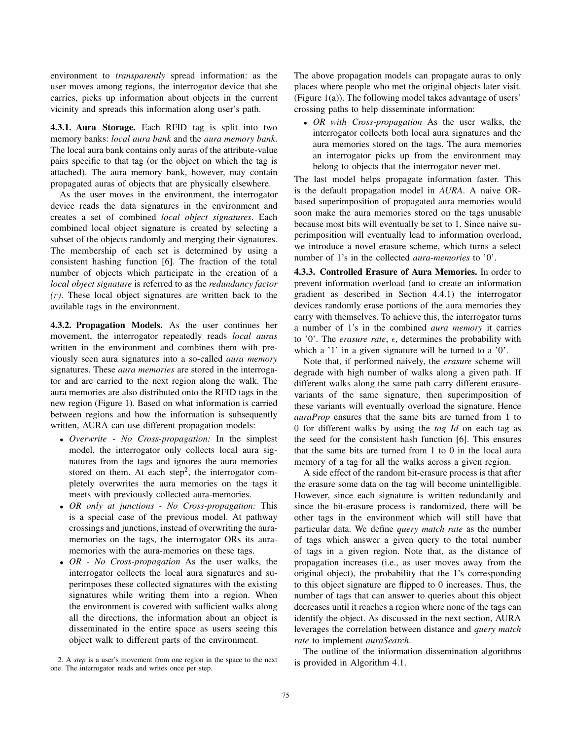environment to *transparently* spread information: as the user moves among regions, the interrogator device that she carries, picks up information about objects in the current vicinity and spreads this information along user's path.

**4.3.1. Aura Storage.** Each RFID tag is split into two memory banks: *local aura bank* and the *aura memory bank*. The local aura bank contains only auras of the attribute-value pairs specific to that tag (or the object on which the tag is attached). The aura memory bank, however, may contain propagated auras of objects that are physically elsewhere.

As the user moves in the environment, the interrogator device reads the data signatures in the environment and creates a set of combined *local object signatures*. Each combined local object signature is created by selecting a subset of the objects randomly and merging their signatures. The membership of each set is determined by using a consistent hashing function [6]. The fraction of the total number of objects which participate in the creation of a *local object signature* is referred to as the *redundancy factor* $(r)$. These local object signatures are written back to the available tags in the environment.

**4.3.2. Propagation Models.** As the user continues her movement, the interrogator repeatedly reads *local auras* written in the environment and combines them with previously seen aura signatures into a so-called *aura memory* signatures. These *aura memories* are stored in the interrogator and are carried to the next region along the walk. The aura memories are also distributed onto the RFID tags in the new region (Figure 1). Based on what information is carried between regions and how the information is subsequently written, AURA can use different propagation models:

- *Overwrite - No Cross-propagation:* In the simplest model, the interrogator only collects local aura signatures from the tags and ignores the aura memories stored on them. At each step[2], the interrogator completely overwrites the aura memories on the tags it meets with previously collected aura-memories.
- *OR only at junctions - No Cross-propagation:* This is a special case of the previous model. At pathway crossings and junctions, instead of overwriting the aura-memories on the tags, the interrogator ORs its aura-memories with the aura-memories on these tags.
- *OR - No Cross-propagation* As the user walks, the interrogator collects the local aura signatures and superimposes these collected signatures with the existing signatures while writing them into a region. When the environment is covered with sufficient walks along all the directions, the information about an object is disseminated in the entire space as users seeing this object walk to different parts of the environment.

2. A *step* is a user's movement from one region in the space to the next one. The interrogator reads and writes once per step.

The above propagation models can propagate auras to only places where people who met the original objects later visit. (Figure 1(a)). The following model takes advantage of users' crossing paths to help disseminate information:

- *OR with Cross-propagation* As the user walks, the interrogator collects both local aura signatures and the aura memories stored on the tags. The aura memories an interrogator picks up from the environment may belong to objects that the interrogator never met.

The last model helps propagate information faster. This is the default propagation model in *AURA*. A naive OR-based superimposition of propagated aura memories would soon make the aura memories stored on the tags unusable because most bits will eventually be set to 1. Since naive superimposition will eventually lead to information overload, we introduce a novel erasure scheme, which turns a select number of 1's in the collected *aura-memories* to '0'.

**4.3.3. Controlled Erasure of Aura Memories.** In order to prevent information overload (and to create an information gradient as described in Section 4.4.1) the interrogator devices randomly erase portions of the aura memories they carry with themselves. To achieve this, the interrogator turns a number of 1's in the combined *aura memory* it carries to '0'. The *erasure rate*, $\epsilon$, determines the probability with which a '1' in a given signature will be turned to a '0'.

Note that, if performed naively, the *erasure* scheme will degrade with high number of walks along a given path. If different walks along the same path carry different erasure-variants of the same signature, then superimposition of these variants will eventually overload the signature. Hence *auraProp* ensures that the same bits are turned from 1 to 0 for different walks by using the *tag Id* on each tag as the seed for the consistent hash function [6]. This ensures that the same bits are turned from 1 to 0 in the local aura memory of a tag for all the walks across a given region.

A side effect of the random bit-erasure process is that after the erasure some data on the tag will become unintelligible. However, since each signature is written redundantly and since the bit-erasure process is randomized, there will be other tags in the environment which will still have that particular data. We define *query match rate* as the number of tags which answer a given query to the total number of tags in a given region. Note that, as the distance of propagation increases (i.e., as user moves away from the original object), the probability that the 1's corresponding to this object signature are flipped to 0 increases. Thus, the number of tags that can answer to queries about this object decreases until it reaches a region where none of the tags can identify the object. As discussed in the next section, AURA leverages the correlation between distance and *query match rate* to implement *auraSearch*.

The outline of the information dissemination algorithms is provided in Algorithm 4.1.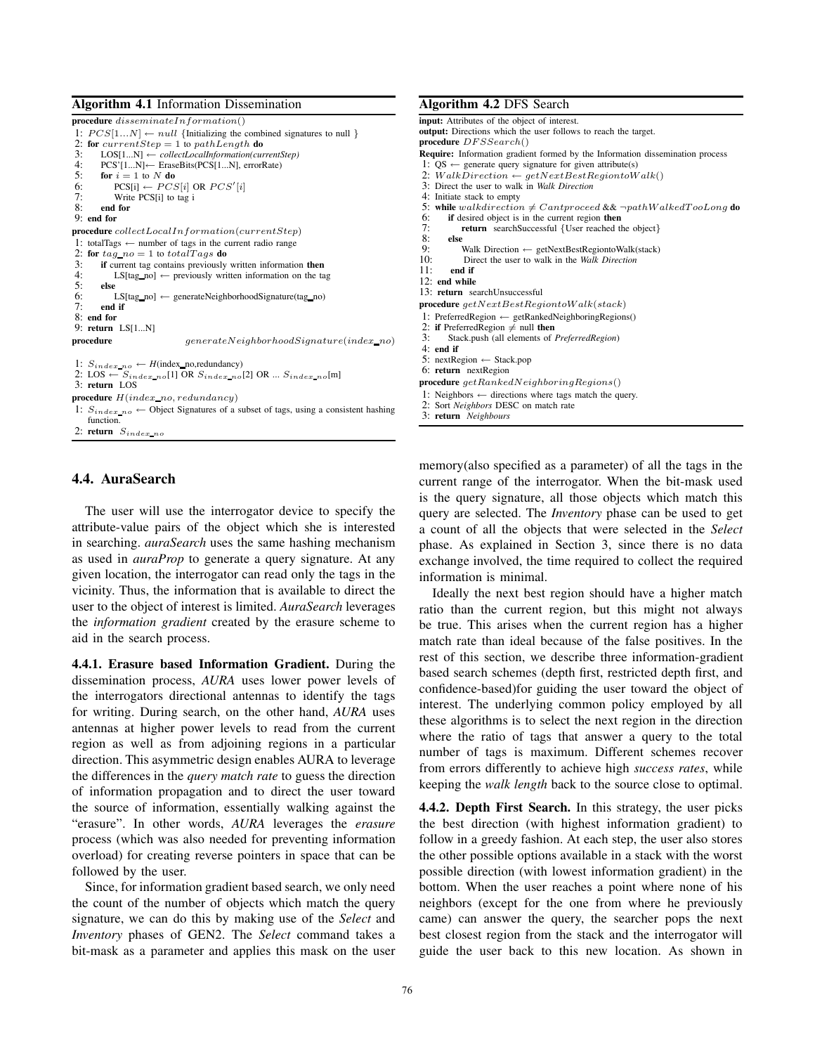**Algorithm 4.1** Information Dissemination

```
procedure disseminateInformation()
1: PCS[1...N] ← null {Initializing the combined signatures to null }
2: for currentStep = 1 to pathLength do
3:     LOS[1...N] ← collectLocalInformation(currentStep)
4:     PCS'[1...N]← EraseBits(PCS[1...N], errorRate)
5:     for i = 1 to N do
6:         PCS[i] ← PCS[i] OR PCS'[i]
7:         Write PCS[i] to tag i
8:     end for
9: end for
procedure collectLocalInformation(currentStep)
1: totalTags ← number of tags in the current radio range
2: for tag_no = 1 to totalTags do
3:     if current tag contains previously written information then
4:         LS[tag_no] ← previously written information on the tag
5:     else
6:         LS[tag_no] ← generateNeighborhoodSignature(tag_no)
7:     end if
8: end for
9: return LS[1...N]
procedure generateNeighborhoodSignature(index_no)
1: S_index_no ← H(index_no,redundancy)
2: LOS ← S_index_no[1] OR S_index_no[2] OR ... S_index_no[m]
3: return LOS
procedure H(index_no, redundancy)
1: S_index_no ← Object Signatures of a subset of tags, using a consistent hashing
   function.
2: return S_index_no
```

**Algorithm 4.2** DFS Search

```
input: Attributes of the object of interest.
output: Directions which the user follows to reach the target.
procedure DFSSearch()
Require: Information gradient formed by the Information dissemination process
1: QS ← generate query signature for given attribute(s)
2: WalkDirection ← getNextBestRegiontoWalk()
3: Direct the user to walk in Walk Direction
4: Initiate stack to empty
5: while walkdirection ≠ Cantproceed && ¬pathWalkedTooLong do
6:     if desired object is in the current region then
7:         return searchSuccessful {User reached the object}
8:     else
9:         Walk Direction ← getNextBestRegiontoWalk(stack)
10:        Direct the user to walk in the Walk Direction
11:    end if
12: end while
13: return searchUnsuccessful
procedure getNextBestRegiontoWalk(stack)
1: PreferredRegion ← getRankedNeighboringRegions()
2: if PreferredRegion ≠ null then
3:     Stack.push (all elements of PreferredRegion)
4: end if
5: nextRegion ← Stack.pop
6: return nextRegion
procedure getRankedNeighboringRegions()
1: Neighbors ← directions where tags match the query.
2: Sort Neighbors DESC on match rate
3: return Neighbours
```

## 4.4. AuraSearch

The user will use the interrogator device to specify the attribute-value pairs of the object which she is interested in searching. *auraSearch* uses the same hashing mechanism as used in *auraProp* to generate a query signature. At any given location, the interrogator can read only the tags in the vicinity. Thus, the information that is available to direct the user to the object of interest is limited. *AuraSearch* leverages the *information gradient* created by the erasure scheme to aid in the search process.

**4.4.1. Erasure based Information Gradient.** During the dissemination process, *AURA* uses lower power levels of the interrogators directional antennas to identify the tags for writing. During search, on the other hand, *AURA* uses antennas at higher power levels to read from the current region as well as from adjoining regions in a particular direction. This asymmetric design enables AURA to leverage the differences in the *query match rate* to guess the direction of information propagation and to direct the user toward the source of information, essentially walking against the "erasure". In other words, *AURA* leverages the *erasure* process (which was also needed for preventing information overload) for creating reverse pointers in space that can be followed by the user.

Since, for information gradient based search, we only need the count of the number of objects which match the query signature, we can do this by making use of the *Select* and *Inventory* phases of GEN2. The *Select* command takes a bit-mask as a parameter and applies this mask on the user memory(also specified as a parameter) of all the tags in the current range of the interrogator. When the bit-mask used is the query signature, all those objects which match this query are selected. The *Inventory* phase can be used to get a count of all the objects that were selected in the *Select* phase. As explained in Section 3, since there is no data exchange involved, the time required to collect the required information is minimal.

Ideally the next best region should have a higher match ratio than the current region, but this might not always be true. This arises when the current region has a higher match rate than ideal because of the false positives. In the rest of this section, we describe three information-gradient based search schemes (depth first, restricted depth first, and confidence-based)for guiding the user toward the object of interest. The underlying common policy employed by all these algorithms is to select the next region in the direction where the ratio of tags that answer a query to the total number of tags is maximum. Different schemes recover from errors differently to achieve high *success rates*, while keeping the *walk length* back to the source close to optimal.

**4.4.2. Depth First Search.** In this strategy, the user picks the best direction (with highest information gradient) to follow in a greedy fashion. At each step, the user also stores the other possible options available in a stack with the worst possible direction (with lowest information gradient) in the bottom. When the user reaches a point where none of his neighbors (except for the one from where he previously came) can answer the query, the searcher pops the next best closest region from the stack and the interrogator will guide the user back to this new location. As shown in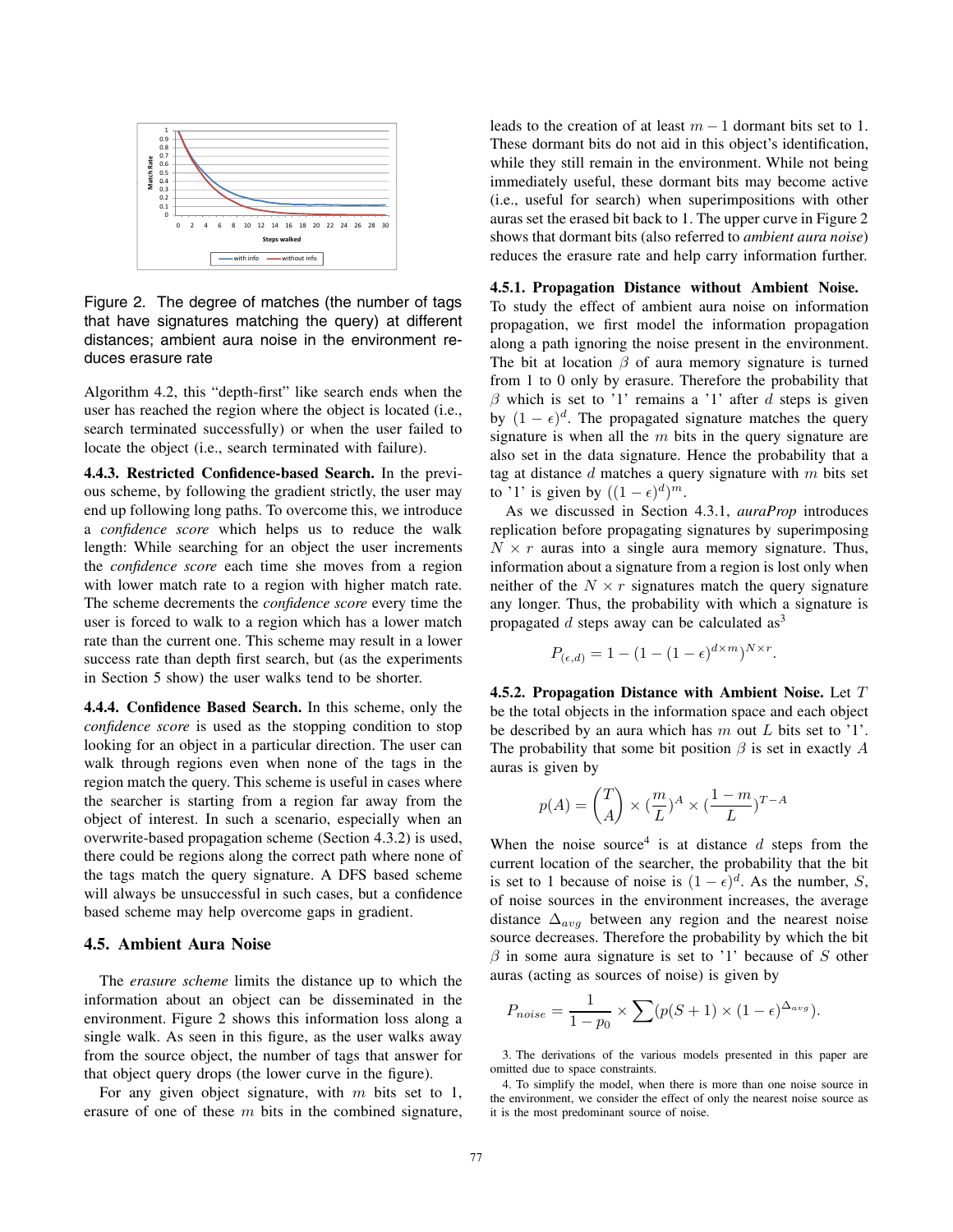Figure 2. The degree of matches (the number of tags that have signatures matching the query) at different distances; ambient aura noise in the environment reduces erasure rate

Algorithm 4.2, this "depth-first" like search ends when the user has reached the region where the object is located (i.e., search terminated successfully) or when the user failed to locate the object (i.e., search terminated with failure).

**4.4.3. Restricted Confidence-based Search.** In the previous scheme, by following the gradient strictly, the user may end up following long paths. To overcome this, we introduce a *confidence score* which helps us to reduce the walk length: While searching for an object the user increments the *confidence score* each time she moves from a region with lower match rate to a region with higher match rate. The scheme decrements the *confidence score* every time the user is forced to walk to a region which has a lower match rate than the current one. This scheme may result in a lower success rate than depth first search, but (as the experiments in Section 5 show) the user walks tend to be shorter.

**4.4.4. Confidence Based Search.** In this scheme, only the *confidence score* is used as the stopping condition to stop looking for an object in a particular direction. The user can walk through regions even when none of the tags in the region match the query. This scheme is useful in cases where the searcher is starting from a region far away from the object of interest. In such a scenario, especially when an overwrite-based propagation scheme (Section 4.3.2) is used, there could be regions along the correct path where none of the tags match the query signature. A DFS based scheme will always be unsuccessful in such cases, but a confidence based scheme may help overcome gaps in gradient.

## 4.5. Ambient Aura Noise

The *erasure scheme* limits the distance up to which the information about an object can be disseminated in the environment. Figure 2 shows this information loss along a single walk. As seen in this figure, as the user walks away from the source object, the number of tags that answer for that object query drops (the lower curve in the figure).

For any given object signature, with $m$ bits set to 1, erasure of one of these $m$ bits in the combined signature, leads to the creation of at least $m-1$ dormant bits set to 1. These dormant bits do not aid in this object's identification, while they still remain in the environment. While not being immediately useful, these dormant bits may become active (i.e., useful for search) when superimpositions with other auras set the erased bit back to 1. The upper curve in Figure 2 shows that dormant bits (also referred to *ambient aura noise*) reduces the erasure rate and help carry information further.

**4.5.1. Propagation Distance without Ambient Noise.** To study the effect of ambient aura noise on information propagation, we first model the information propagation along a path ignoring the noise present in the environment. The bit at location $\beta$ of aura memory signature is turned from 1 to 0 only by erasure. Therefore the probability that $\beta$ which is set to '1' remains a '1' after $d$ steps is given by $(1-\epsilon)^d$. The propagated signature matches the query signature is when all the $m$ bits in the query signature are also set in the data signature. Hence the probability that a tag at distance $d$ matches a query signature with $m$ bits set to '1' is given by $((1-\epsilon)^d)^m$.

As we discussed in Section 4.3.1, *auraProp* introduces replication before propagating signatures by superimposing $N \times r$ auras into a single aura memory signature. Thus, information about a signature from a region is lost only when neither of the $N \times r$ signatures match the query signature any longer. Thus, the probability with which a signature is propagated $d$ steps away can be calculated as[3]

$$P_{(\epsilon,d)} = 1 - (1 - (1-\epsilon)^{d \times m})^{N \times r}.$$

**4.5.2. Propagation Distance with Ambient Noise.** Let $T$ be the total objects in the information space and each object be described by an aura which has $m$ out $L$ bits set to '1'. The probability that some bit position $\beta$ is set in exactly $A$ auras is given by

$$p(A) = \binom{T}{A} \times (\frac{m}{L})^A \times (\frac{1-m}{L})^{T-A}$$

When the noise source[4] is at distance $d$ steps from the current location of the searcher, the probability that the bit is set to 1 because of noise is $(1-\epsilon)^d$. As the number, $S$, of noise sources in the environment increases, the average distance $\Delta_{avg}$ between any region and the nearest noise source decreases. Therefore the probability by which the bit $\beta$ in some aura signature is set to '1' because of $S$ other auras (acting as sources of noise) is given by

$$P_{noise} = \frac{1}{1-p_0} \times \sum (p(S+1) \times (1-\epsilon)^{\Delta_{avg}}).$$

3. The derivations of the various models presented in this paper are omitted due to space constraints.

4. To simplify the model, when there is more than one noise source in the environment, we consider the effect of only the nearest noise source as it is the most predominant source of noise.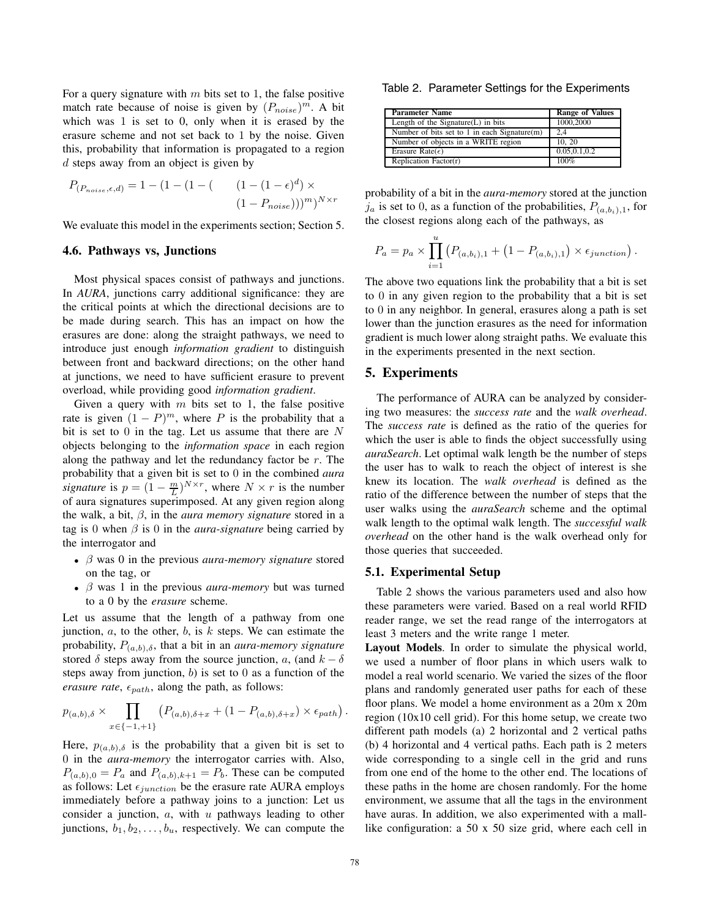For a query signature with $m$ bits set to 1, the false positive match rate because of noise is given by $(P_{noise})^m$. A bit which was 1 is set to 0, only when it is erased by the erasure scheme and not set back to 1 by the noise. Given this, probability that information is propagated to a region $d$ steps away from an object is given by

$$P_{(P_{noise},\epsilon,d)} = 1 - (1 - (1 - ( \quad (1 - (1 - \epsilon)^d) \times (1 - P_{noise})))^m)^{N \times r}$$

We evaluate this model in the experiments section; Section 5.

### 4.6. Pathways vs, Junctions

Most physical spaces consist of pathways and junctions. In *AURA*, junctions carry additional significance: they are the critical points at which the directional decisions are to be made during search. This has an impact on how the erasures are done: along the straight pathways, we need to introduce just enough *information gradient* to distinguish between front and backward directions; on the other hand at junctions, we need to have sufficient erasure to prevent overload, while providing good *information gradient*.

Given a query with $m$ bits set to 1, the false positive rate is given $(1 - P)^m$, where $P$ is the probability that a bit is set to 0 in the tag. Let us assume that there are $N$ objects belonging to the *information space* in each region along the pathway and let the redundancy factor be $r$. The probability that a given bit is set to 0 in the combined *aura signature* is $p = (1 - \frac{m}{L})^{N \times r}$, where $N \times r$ is the number of aura signatures superimposed. At any given region along the walk, a bit, $\beta$, in the *aura memory signature* stored in a tag is 0 when $\beta$ is 0 in the *aura-signature* being carried by the interrogator and

- $\beta$ was 0 in the previous *aura-memory signature* stored on the tag, or
- $\beta$ was 1 in the previous *aura-memory* but was turned to a 0 by the *erasure* scheme.

Let us assume that the length of a pathway from one junction, $a$, to the other, $b$, is $k$ steps. We can estimate the probability, $P_{(a,b),\delta}$, that a bit in an *aura-memory signature* stored $\delta$ steps away from the source junction, $a$, (and $k - \delta$ steps away from junction, $b$) is set to 0 as a function of the *erasure rate*, $\epsilon_{path}$, along the path, as follows:

$$p_{(a,b),\delta} \times \prod_{x \in \{-1,+1\}} \left(P_{(a,b),\delta+x} + (1 - P_{(a,b),\delta+x}) \times \epsilon_{path}\right).$$

Here, $p_{(a,b),\delta}$ is the probability that a given bit is set to 0 in the *aura-memory* the interrogator carries with. Also, $P_{(a,b),0} = P_a$ and $P_{(a,b),k+1} = P_b$. These can be computed as follows: Let $\epsilon_{junction}$ be the erasure rate AURA employs immediately before a pathway joins to a junction: Let us consider a junction, $a$, with $u$ pathways leading to other junctions, $b_1, b_2, \ldots, b_u$, respectively. We can compute the probability of a bit in the *aura-memory* stored at the junction $j_a$ is set to 0, as a function of the probabilities, $P_{(a,b_i),1}$, for the closest regions along each of the pathways, as

$$P_a = p_a \times \prod_{i=1}^{u} \left(P_{(a,b_i),1} + \left(1 - P_{(a,b_i),1}\right) \times \epsilon_{junction}\right).$$

The above two equations link the probability that a bit is set to 0 in any given region to the probability that a bit is set to 0 in any neighbor. In general, erasures along a path is set lower than the junction erasures as the need for information gradient is much lower along straight paths. We evaluate this in the experiments presented in the next section.

## 5. Experiments

The performance of AURA can be analyzed by considering two measures: the *success rate* and the *walk overhead*. The *success rate* is defined as the ratio of the queries for which the user is able to finds the object successfully using *auraSearch*. Let optimal walk length be the number of steps the user has to walk to reach the object of interest is she knew its location. The *walk overhead* is defined as the ratio of the difference between the number of steps that the user walks using the *auraSearch* scheme and the optimal walk length to the optimal walk length. The *successful walk overhead* on the other hand is the walk overhead only for those queries that succeeded.

### 5.1. Experimental Setup

Table 2. Parameter Settings for the Experiments

| Parameter Name | Range of Values |
|---|---|
| Length of the Signature(L) in bits | 1000,2000 |
| Number of bits set to 1 in each Signature(m) | 2,4 |
| Number of objects in a WRITE region | 10, 20 |
| Erasure Rate($\epsilon$) | 0.05,0.1,0.2 |
| Replication Factor(r) | 100% |

Table 2 shows the various parameters used and also how these parameters were varied. Based on a real world RFID reader range, we set the read range of the interrogators at least 3 meters and the write range 1 meter.

**Layout Models**. In order to simulate the physical world, we used a number of floor plans in which users walk to model a real world scenario. We varied the sizes of the floor plans and randomly generated user paths for each of these floor plans. We model a home environment as a 20m x 20m region (10x10 cell grid). For this home setup, we create two different path models (a) 2 horizontal and 2 vertical paths (b) 4 horizontal and 4 vertical paths. Each path is 2 meters wide corresponding to a single cell in the grid and runs from one end of the home to the other end. The locations of these paths in the home are chosen randomly. For the home environment, we assume that all the tags in the environment have auras. In addition, we also experimented with a mall-like configuration: a 50 x 50 size grid, where each cell in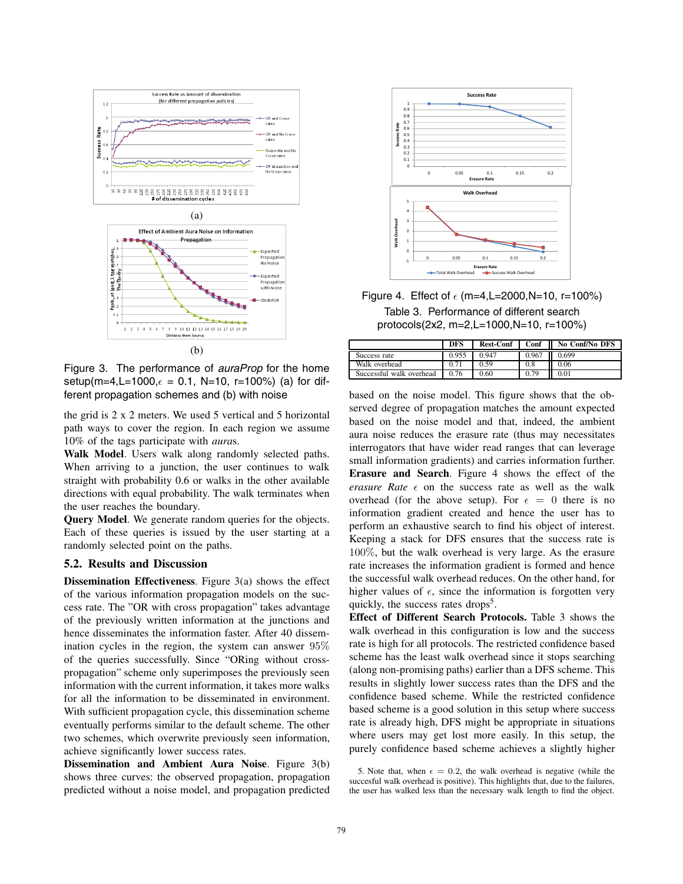Figure 3. The performance of *auraProp* for the home setup(m=4,L=1000,$\epsilon$ = 0.1, N=10, r=100%) (a) for different propagation schemes and (b) with noise

the grid is 2 x 2 meters. We used 5 vertical and 5 horizontal path ways to cover the region. In each region we assume 10% of the tags participate with *aura*s.

**Walk Model**. Users walk along randomly selected paths. When arriving to a junction, the user continues to walk straight with probability 0.6 or walks in the other available directions with equal probability. The walk terminates when the user reaches the boundary.

**Query Model**. We generate random queries for the objects. Each of these queries is issued by the user starting at a randomly selected point on the paths.

### 5.2. Results and Discussion

**Dissemination Effectiveness**. Figure 3(a) shows the effect of the various information propagation models on the success rate. The "OR with cross propagation" takes advantage of the previously written information at the junctions and hence disseminates the information faster. After 40 dissemination cycles in the region, the system can answer 95% of the queries successfully. Since "ORing without cross-propagation" scheme only superimposes the previously seen information with the current information, it takes more walks for all the information to be disseminated in environment. With sufficient propagation cycle, this dissemination scheme eventually performs similar to the default scheme. The other two schemes, which overwrite previously seen information, achieve significantly lower success rates.

**Dissemination and Ambient Aura Noise**. Figure 3(b) shows three curves: the observed propagation, propagation predicted without a noise model, and propagation predicted based on the noise model. This figure shows that the observed degree of propagation matches the amount expected based on the noise model and that, indeed, the ambient aura noise reduces the erasure rate (thus may necessitates interrogators that have wider read ranges that can leverage small information gradients) and carries information further.

**Erasure and Search**. Figure 4 shows the effect of the *erasure Rate* $\epsilon$ on the success rate as well as the walk overhead (for the above setup). For $\epsilon = 0$ there is no information gradient created and hence the user has to perform an exhaustive search to find his object of interest. Keeping a stack for DFS ensures that the success rate is 100%, but the walk overhead is very large. As the erasure rate increases the information gradient is formed and hence the successful walk overhead reduces. On the other hand, for higher values of $\epsilon$, since the information is forgotten very quickly, the success rates drops[5].

Figure 4. Effect of $\epsilon$ (m=4,L=2000,N=10, r=100%)

Table 3. Performance of different search protocols(2x2, m=2,L=1000,N=10, r=100%)

| | DFS | Rest-Conf | Conf | No Conf/No DFS |
|---|---|---|---|---|
| Success rate | 0.955 | 0.947 | 0.967 | 0.699 |
| Walk overhead | 0.71 | 0.59 | 0.8 | 0.06 |
| Successful walk overhead | 0.76 | 0.60 | 0.79 | 0.01 |

**Effect of Different Search Protocols.** Table 3 shows the walk overhead in this configuration is low and the success rate is high for all protocols. The restricted confidence based scheme has the least walk overhead since it stops searching (along non-promising paths) earlier than a DFS scheme. This results in slightly lower success rates than the DFS and the confidence based scheme. While the restricted confidence based scheme is a good solution in this setup where success rate is already high, DFS might be appropriate in situations where users may get lost more easily. In this setup, the purely confidence based scheme achieves a slightly higher

5. Note that, when $\epsilon = 0.2$, the walk overhead is negative (while the succesful walk overhead is positive). This highlights that, due to the failures, the user has walked less than the necessary walk length to find the object.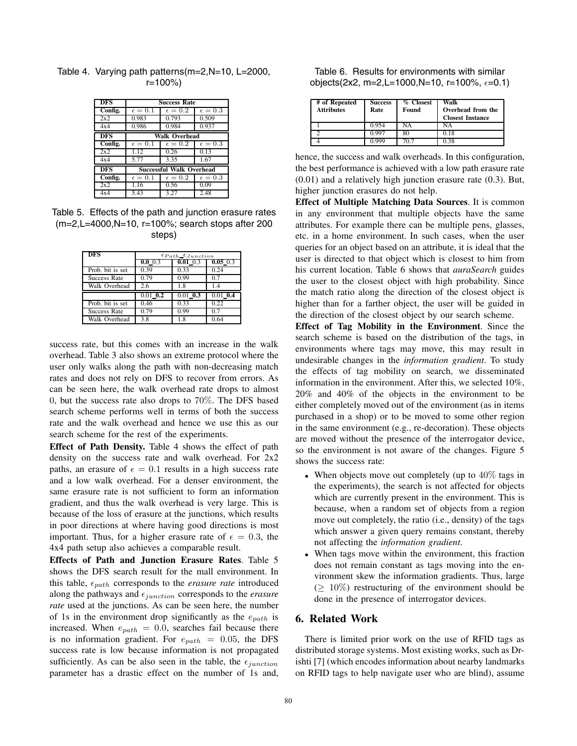Table 4. Varying path patterns(m=2,N=10, L=2000, r=100%)

| **DFS** | **Success Rate** | | |
|---|---|---|---|
| **Config.** | $\epsilon = 0.1$ | $\epsilon = 0.2$ | $\epsilon = 0.3$ |
| 2x2 | 0.983 | 0.793 | 0.509 |
| 4x4 | 0.986 | 0.984 | 0.937 |
| **DFS** | **Walk Overhead** | | |
| **Config.** | $\epsilon = 0.1$ | $\epsilon = 0.2$ | $\epsilon = 0.3$ |
| 2x2 | 1.12 | 0.26 | 0.13 |
| 4x4 | 5.77 | 3.35 | 1.67 |
| **DFS** | **Successful Walk Overhead** | | |
| **Config.** | $\epsilon = 0.1$ | $\epsilon = 0.2$ | $\epsilon = 0.3$ |
| 2x2 | 1.16 | 0.56 | 0.09 |
| 4x4 | 5.43 | 3.27 | 2.48 |

Table 5. Effects of the path and junction erasure rates (m=2,L=4000,N=10, r=100%; search stops after 200 steps)

| **DFS** | $\epsilon_{Path}$_$\epsilon_{Junction}$ | | |
|---|---|---|---|
| | **0.0**_0.3 | **0.01**_0.3 | **0.05**_0.3 |
| Prob. bit is set | 0.39 | 0.33 | 0.24 |
| Success Rate | 0.79 | 0.99 | 0.7 |
| Walk Overhead | 2.6 | 1.8 | 1.4 |
| | 0.01_**0.2** | 0.01_**0.3** | 0.01_**0.4** |
| Prob. bit is set | 0.46 | 0.33 | 0.22 |
| Success Rate | 0.79 | 0.99 | 0.7 |
| Walk Overhead | 3.8 | 1.8 | 0.64 |

success rate, but this comes with an increase in the walk overhead. Table 3 also shows an extreme protocol where the user only walks along the path with non-decreasing match rates and does not rely on DFS to recover from errors. As can be seen here, the walk overhead rate drops to almost 0, but the success rate also drops to 70%. The DFS based search scheme performs well in terms of both the success rate and the walk overhead and hence we use this as our search scheme for the rest of the experiments.

**Effect of Path Density.** Table 4 shows the effect of path density on the success rate and walk overhead. For 2x2 paths, an erasure of $\epsilon = 0.1$ results in a high success rate and a low walk overhead. For a denser environment, the same erasure rate is not sufficient to form an information gradient, and thus the walk overhead is very large. This is because of the loss of erasure at the junctions, which results in poor directions at where having good directions is most important. Thus, for a higher erasure rate of $\epsilon = 0.3$, the 4x4 path setup also achieves a comparable result.

**Effects of Path and Junction Erasure Rates**. Table 5 shows the DFS search result for the mall environment. In this table, $\epsilon_{path}$ corresponds to the *erasure rate* introduced along the pathways and $\epsilon_{junction}$ corresponds to the *erasure rate* used at the junctions. As can be seen here, the number of 1s in the environment drop significantly as the $e_{path}$ is increased. When $e_{path} = 0.0$, searches fail because there is no information gradient. For $e_{path} = 0.05$, the DFS success rate is low because information is not propagated sufficiently. As can be also seen in the table, the $\epsilon_{junction}$ parameter has a drastic effect on the number of 1s and, hence, the success and walk overheads. In this configuration, the best performance is achieved with a low path erasure rate (0.01) and a relatively high junction erasure rate (0.3). But, higher junction erasures do not help.

Table 6. Results for environments with similar objects(2x2, m=2,L=1000,N=10, r=100%, $\epsilon$=0.1)

| **# of Repeated Attributes** | **Success Rate** | **% Closest Found** | **Walk Overhead from the Closest Instance** |
|---|---|---|---|
| 1 | 0.954 | NA | NA |
| 2 | 0.997 | 80 | 0.18 |
| 4 | 0.999 | 70.7 | 0.38 |

**Effect of Multiple Matching Data Sources**. It is common in any environment that multiple objects have the same attributes. For example there can be multiple pens, glasses, etc. in a home environment. In such cases, when the user queries for an object based on an attribute, it is ideal that the user is directed to that object which is closest to him from his current location. Table 6 shows that *auraSearch* guides the user to the closest object with high probability. Since the match ratio along the direction of the closest object is higher than for a farther object, the user will be guided in the direction of the closest object by our search scheme.

**Effect of Tag Mobility in the Environment**. Since the search scheme is based on the distribution of the tags, in environments where tags may move, this may result in undesirable changes in the *information gradient*. To study the effects of tag mobility on search, we disseminated information in the environment. After this, we selected 10%, 20% and 40% of the objects in the environment to be either completely moved out of the environment (as in items purchased in a shop) or to be moved to some other region in the same environment (e.g., re-decoration). These objects are moved without the presence of the interrogator device, so the environment is not aware of the changes. Figure 5 shows the success rate:

- When objects move out completely (up to 40% tags in the experiments), the search is not affected for objects which are currently present in the environment. This is because, when a random set of objects from a region move out completely, the ratio (i.e., density) of the tags which answer a given query remains constant, thereby not affecting the *information gradient*.
- When tags move within the environment, this fraction does not remain constant as tags moving into the environment skew the information gradients. Thus, large ($\geq$ 10%) restructuring of the environment should be done in the presence of interrogator devices.

## 6. Related Work

There is limited prior work on the use of RFID tags as distributed storage systems. Most existing works, such as Drishti [7] (which encodes information about nearby landmarks on RFID tags to help navigate user who are blind), assume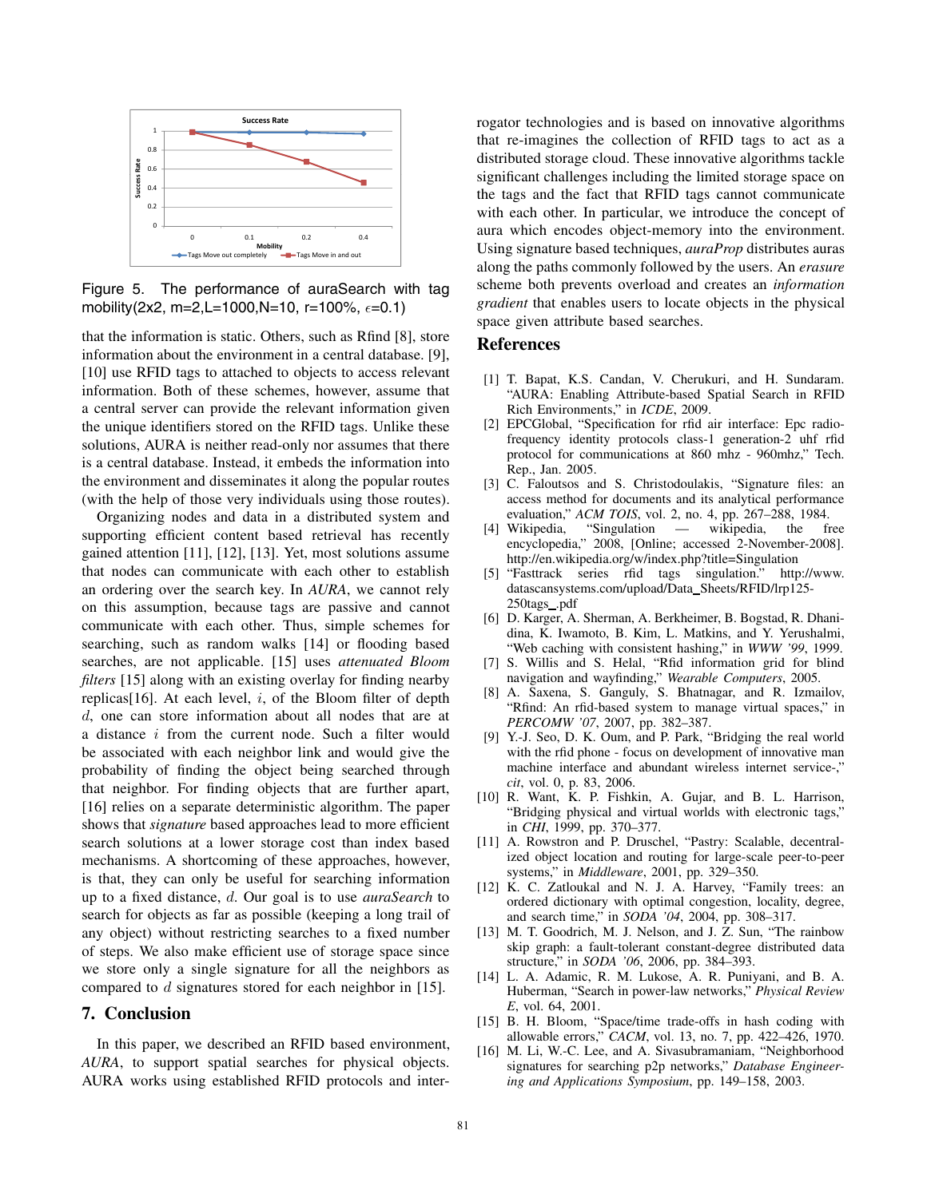Success Rate

1
0.8
0.6
0.4
0.2
0

Success Rate

0
0.1
0.2
0.4

Mobility

Tags Move out completely
Tags Move in and out

Figure 5. The performance of auraSearch with tag mobility(2x2, m=2,L=1000,N=10, r=100%, $\epsilon$=0.1)

that the information is static. Others, such as Rfind [8], store information about the environment in a central database. [9], [10] use RFID tags to attached to objects to access relevant information. Both of these schemes, however, assume that a central server can provide the relevant information given the unique identifiers stored on the RFID tags. Unlike these solutions, AURA is neither read-only nor assumes that there is a central database. Instead, it embeds the information into the environment and disseminates it along the popular routes (with the help of those very individuals using those routes).

Organizing nodes and data in a distributed system and supporting efficient content based retrieval has recently gained attention [11], [12], [13]. Yet, most solutions assume that nodes can communicate with each other to establish an ordering over the search key. In *AURA*, we cannot rely on this assumption, because tags are passive and cannot communicate with each other. Thus, simple schemes for searching, such as random walks [14] or flooding based searches, are not applicable. [15] uses *attenuated Bloom filters* [15] along with an existing overlay for finding nearby replicas[16]. At each level, $i$, of the Bloom filter of depth $d$, one can store information about all nodes that are at a distance $i$ from the current node. Such a filter would be associated with each neighbor link and would give the probability of finding the object being searched through that neighbor. For finding objects that are further apart, [16] relies on a separate deterministic algorithm. The paper shows that *signature* based approaches lead to more efficient search solutions at a lower storage cost than index based mechanisms. A shortcoming of these approaches, however, is that, they can only be useful for searching information up to a fixed distance, $d$. Our goal is to use *auraSearch* to search for objects as far as possible (keeping a long trail of any object) without restricting searches to a fixed number of steps. We also make efficient use of storage space since we store only a single signature for all the neighbors as compared to $d$ signatures stored for each neighbor in [15].

## 7. Conclusion

In this paper, we described an RFID based environment, *AURA*, to support spatial searches for physical objects. AURA works using established RFID protocols and interrogator technologies and is based on innovative algorithms that re-imagines the collection of RFID tags to act as a distributed storage cloud. These innovative algorithms tackle significant challenges including the limited storage space on the tags and the fact that RFID tags cannot communicate with each other. In particular, we introduce the concept of aura which encodes object-memory into the environment. Using signature based techniques, *auraProp* distributes auras along the paths commonly followed by the users. An *erasure* scheme both prevents overload and creates an *information gradient* that enables users to locate objects in the physical space given attribute based searches.

## References

[1] T. Bapat, K.S. Candan, V. Cherukuri, and H. Sundaram. "AURA: Enabling Attribute-based Spatial Search in RFID Rich Environments," in *ICDE*, 2009.

[2] EPCGlobal, "Specification for rfid air interface: Epc radio-frequency identity protocols class-1 generation-2 uhf rfid protocol for communications at 860 mhz - 960mhz," Tech. Rep., Jan. 2005.

[3] C. Faloutsos and S. Christodoulakis, "Signature files: an access method for documents and its analytical performance evaluation," *ACM TOIS*, vol. 2, no. 4, pp. 267–288, 1984.

[4] Wikipedia, "Singulation — wikipedia, the free encyclopedia," 2008, [Online; accessed 2-November-2008]. http://en.wikipedia.org/w/index.php?title=Singulation

[5] "Fasttrack series rfid tags singulation." http://www.datascansystems.com/upload/Data_Sheets/RFID/lrp125-250tags_.pdf

[6] D. Karger, A. Sherman, A. Berkheimer, B. Bogstad, R. Dhanidina, K. Iwamoto, B. Kim, L. Matkins, and Y. Yerushalmi, "Web caching with consistent hashing," in *WWW '99*, 1999.

[7] S. Willis and S. Helal, "Rfid information grid for blind navigation and wayfinding," *Wearable Computers*, 2005.

[8] A. Saxena, S. Ganguly, S. Bhatnagar, and R. Izmailov, "Rfind: An rfid-based system to manage virtual spaces," in *PERCOMW '07*, 2007, pp. 382–387.

[9] Y.-J. Seo, D. K. Oum, and P. Park, "Bridging the real world with the rfid phone - focus on development of innovative man machine interface and abundant wireless internet service-," *cit*, vol. 0, p. 83, 2006.

[10] R. Want, K. P. Fishkin, A. Gujar, and B. L. Harrison, "Bridging physical and virtual worlds with electronic tags," in *CHI*, 1999, pp. 370–377.

[11] A. Rowstron and P. Druschel, "Pastry: Scalable, decentralized object location and routing for large-scale peer-to-peer systems," in *Middleware*, 2001, pp. 329–350.

[12] K. C. Zatloukal and N. J. A. Harvey, "Family trees: an ordered dictionary with optimal congestion, locality, degree, and search time," in *SODA '04*, 2004, pp. 308–317.

[13] M. T. Goodrich, M. J. Nelson, and J. Z. Sun, "The rainbow skip graph: a fault-tolerant constant-degree distributed data structure," in *SODA '06*, 2006, pp. 384–393.

[14] L. A. Adamic, R. M. Lukose, A. R. Puniyani, and B. A. Huberman, "Search in power-law networks," *Physical Review E*, vol. 64, 2001.

[15] B. H. Bloom, "Space/time trade-offs in hash coding with allowable errors," *CACM*, vol. 13, no. 7, pp. 422–426, 1970.

[16] M. Li, W.-C. Lee, and A. Sivasubramaniam, "Neighborhood signatures for searching p2p networks," *Database Engineering and Applications Symposium*, pp. 149–158, 2003.